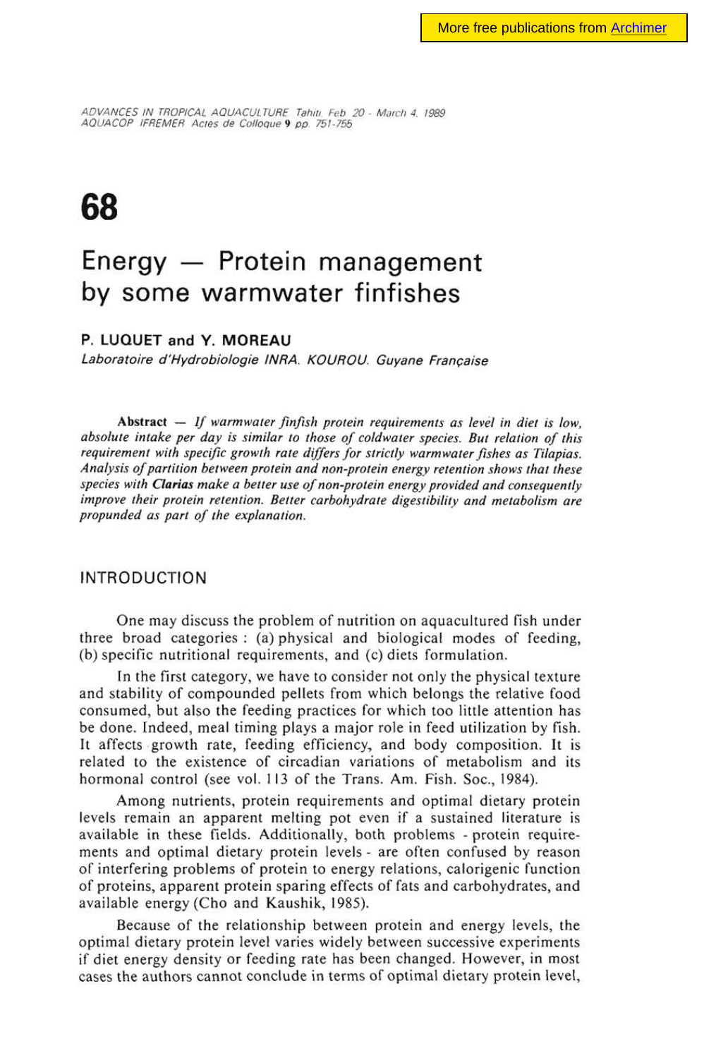ADVANCES IN TROPICAL AQUACULTURE Tahiti Feb 20 - March 4, 1989
AQUACOP IFREMER Actes de Colloque 9 pp. 751-755

# 68

# Energy — Protein management by some warmwater finfishes

**P. LUQUET and Y. MOREAU**

*Laboratoire d'Hydrobiologie INRA. KOUROU. Guyane Française*

**Abstract** — *If warmwater finfish protein requirements as level in diet is low, absolute intake per day is similar to those of coldwater species. But relation of this requirement with specific growth rate differs for strictly warmwater fishes as Tilapias. Analysis of partition between protein and non-protein energy retention shows that these species with* ***Clarias*** *make a better use of non-protein energy provided and consequently improve their protein retention. Better carbohydrate digestibility and metabolism are propunded as part of the explanation.*

## INTRODUCTION

One may discuss the problem of nutrition on aquacultured fish under three broad categories : (a) physical and biological modes of feeding, (b) specific nutritional requirements, and (c) diets formulation.

In the first category, we have to consider not only the physical texture and stability of compounded pellets from which belongs the relative food consumed, but also the feeding practices for which too little attention has be done. Indeed, meal timing plays a major role in feed utilization by fish. It affects growth rate, feeding efficiency, and body composition. It is related to the existence of circadian variations of metabolism and its hormonal control (see vol. 113 of the Trans. Am. Fish. Soc., 1984).

Among nutrients, protein requirements and optimal dietary protein levels remain an apparent melting pot even if a sustained literature is available in these fields. Additionally, both problems - protein requirements and optimal dietary protein levels - are often confused by reason of interfering problems of protein to energy relations, calorigenic function of proteins, apparent protein sparing effects of fats and carbohydrates, and available energy (Cho and Kaushik, 1985).

Because of the relationship between protein and energy levels, the optimal dietary protein level varies widely between successive experiments if diet energy density or feeding rate has been changed. However, in most cases the authors cannot conclude in terms of optimal dietary protein level,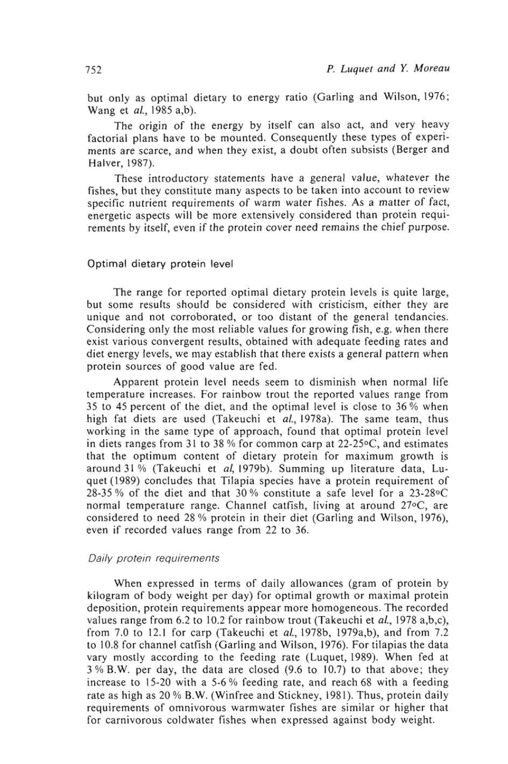but only as optimal dietary to energy ratio (Garling and Wilson, 1976; Wang et *al.*, 1985 a,b).

The origin of the energy by itself can also act, and very heavy factorial plans have to be mounted. Consequently these types of experiments are scarce, and when they exist, a doubt often subsists (Berger and Halver, 1987).

These introductory statements have a general value, whatever the fishes, but they constitute many aspects to be taken into account to review specific nutrient requirements of warm water fishes. As a matter of fact, energetic aspects will be more extensively considered than protein requirements by itself, even if the protein cover need remains the chief purpose.

## Optimal dietary protein level

The range for reported optimal dietary protein levels is quite large, but some results should be considered with cristicism, either they are unique and not corroborated, or too distant of the general tendancies. Considering only the most reliable values for growing fish, e.g. when there exist various convergent results, obtained with adequate feeding rates and diet energy levels, we may establish that there exists a general pattern when protein sources of good value are fed.

Apparent protein level needs seem to disminish when normal life temperature increases. For rainbow trout the reported values range from 35 to 45 percent of the diet, and the optimal level is close to 36 % when high fat diets are used (Takeuchi et *al.*, 1978a). The same team, thus working in the same type of approach, found that optimal protein level in diets ranges from 31 to 38 % for common carp at 22-25°C, and estimates that the optimum content of dietary protein for maximum growth is around 31 % (Takeuchi et *al*, 1979b). Summing up literature data, Luquet (1989) concludes that Tilapia species have a protein requirement of 28-35 % of the diet and that 30 % constitute a safe level for a 23-28°C normal temperature range. Channel catfish, living at around 27°C, are considered to need 28 % protein in their diet (Garling and Wilson, 1976), even if recorded values range from 22 to 36.

### *Daily protein requirements*

When expressed in terms of daily allowances (gram of protein by kilogram of body weight per day) for optimal growth or maximal protein deposition, protein requirements appear more homogeneous. The recorded values range from 6.2 to 10.2 for rainbow trout (Takeuchi et *al.*, 1978 a,b,c), from 7.0 to 12.1 for carp (Takeuchi et *al.*, 1978b, 1979a,b), and from 7.2 to 10.8 for channel catfish (Garling and Wilson, 1976). For tilapias the data vary mostly according to the feeding rate (Luquet, 1989). When fed at 3 % B.W. per day, the data are closed (9.6 to 10.7) to that above; they increase to 15-20 with a 5-6 % feeding rate, and reach 68 with a feeding rate as high as 20 % B.W. (Winfree and Stickney, 1981). Thus, protein daily requirements of omnivorous warmwater fishes are similar or higher that for carnivorous coldwater fishes when expressed against body weight.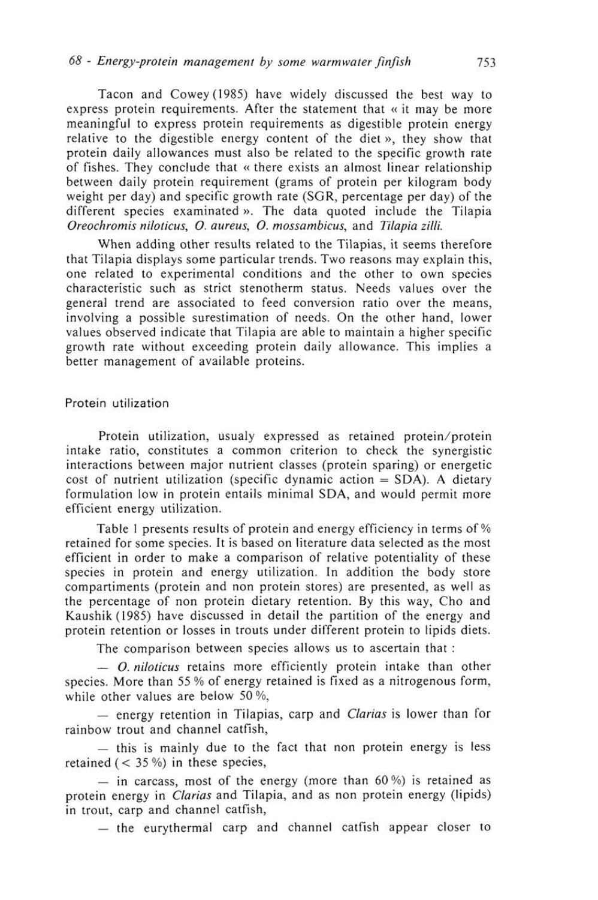Tacon and Cowey (1985) have widely discussed the best way to express protein requirements. After the statement that « it may be more meaningful to express protein requirements as digestible protein energy relative to the digestible energy content of the diet », they show that protein daily allowances must also be related to the specific growth rate of fishes. They conclude that « there exists an almost linear relationship between daily protein requirement (grams of protein per kilogram body weight per day) and specific growth rate (SGR, percentage per day) of the different species examined ». The data quoted include the Tilapia *Oreochromis niloticus*, *O. aureus*, *O. mossambicus*, and *Tilapia zilli*.

When adding other results related to the Tilapias, it seems therefore that Tilapia displays some particular trends. Two reasons may explain this, one related to experimental conditions and the other to own species characteristic such as strict stenotherm status. Needs values over the general trend are associated to feed conversion ratio over the means, involving a possible surestimation of needs. On the other hand, lower values observed indicate that Tilapia are able to maintain a higher specific growth rate without exceeding protein daily allowance. This implies a better management of available proteins.

## Protein utilization

Protein utilization, usualy expressed as retained protein/protein intake ratio, constitutes a common criterion to check the synergistic interactions between major nutrient classes (protein sparing) or energetic cost of nutrient utilization (specific dynamic action = SDA). A dietary formulation low in protein entails minimal SDA, and would permit more efficient energy utilization.

Table 1 presents results of protein and energy efficiency in terms of % retained for some species. It is based on literature data selected as the most efficient in order to make a comparison of relative potentiality of these species in protein and energy utilization. In addition the body store compartiments (protein and non protein stores) are presented, as well as the percentage of non protein dietary retention. By this way, Cho and Kaushik (1985) have discussed in detail the partition of the energy and protein retention or losses in trouts under different protein to lipids diets.

The comparison between species allows us to ascertain that :

— *O. niloticus* retains more efficiently protein intake than other species. More than 55 % of energy retained is fixed as a nitrogenous form, while other values are below 50 %,

— energy retention in Tilapias, carp and *Clarias* is lower than for rainbow trout and channel catfish,

— this is mainly due to the fact that non protein energy is less retained (< 35 %) in these species,

— in carcass, most of the energy (more than 60 %) is retained as protein energy in *Clarias* and Tilapia, and as non protein energy (lipids) in trout, carp and channel catfish,

— the eurythermal carp and channel catfish appear closer to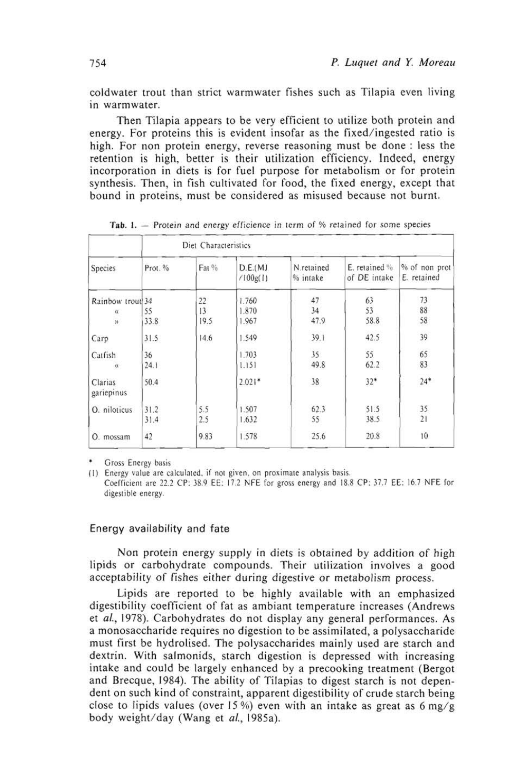coldwater trout than strict warmwater fishes such as Tilapia even living in warmwater.

Then Tilapia appears to be very efficient to utilize both protein and energy. For proteins this is evident insofar as the fixed/ingested ratio is high. For non protein energy, reverse reasoning must be done : less the retention is high, better is their utilization efficiency. Indeed, energy incorporation in diets is for fuel purpose for metabolism or for protein synthesis. Then, in fish cultivated for food, the fixed energy, except that bound in proteins, must be considered as misused because not burnt.

Tab. 1. — Protein and energy efficience in term of % retained for some species

| | Diet Characteristics | | | | | |
|---|---|---|---|---|---|---|
| Species | Prot. % | Fat % | D.E.(MJ /100g(1) | N.retained % intake | E. retained % of DE intake | % of non prot E. retained |
| Rainbow trout | 34 | 22 | 1.760 | 47 | 63 | 73 |
| « | 55 | 13 | 1.870 | 34 | 53 | 88 |
| » | 33.8 | 19.5 | 1.967 | 47.9 | 58.8 | 58 |
| Carp | 31.5 | 14.6 | 1.549 | 39.1 | 42.5 | 39 |
| Catfish | 36 | | 1.703 | 35 | 55 | 65 |
| « | 24.1 | | 1.151 | 49.8 | 62.2 | 83 |
| Clarias gariepinus | 50.4 | | 2.021* | 38 | 32* | 24* |
| O. niloticus | 31.2 | 5.5 | 1.507 | 62.3 | 51.5 | 35 |
| | 31.4 | 2.5 | 1.632 | 55 | 38.5 | 21 |
| O. mossam | 42 | 9.83 | 1.578 | 25.6 | 20.8 | 10 |

\* Gross Energy basis

(1) Energy value are calculated, if not given, on proximate analysis basis.
Coefficient are 22.2 CP; 38.9 EE; 17.2 NFE for gross energy and 18.8 CP; 37.7 EE; 16.7 NFE for digestible energy.

## Energy availability and fate

Non protein energy supply in diets is obtained by addition of high lipids or carbohydrate compounds. Their utilization involves a good acceptability of fishes either during digestive or metabolism process.

Lipids are reported to be highly available with an emphasized digestibility coefficient of fat as ambiant temperature increases (Andrews et *al.*, 1978). Carbohydrates do not display any general performances. As a monosaccharide requires no digestion to be assimilated, a polysaccharide must first be hydrolised. The polysaccharides mainly used are starch and dextrin. With salmonids, starch digestion is depressed with increasing intake and could be largely enhanced by a precooking treatment (Bergot and Brecque, 1984). The ability of Tilapias to digest starch is not dependent on such kind of constraint, apparent digestibility of crude starch being close to lipids values (over 15 %) even with an intake as great as 6 mg/g body weight/day (Wang et *al.*, 1985a).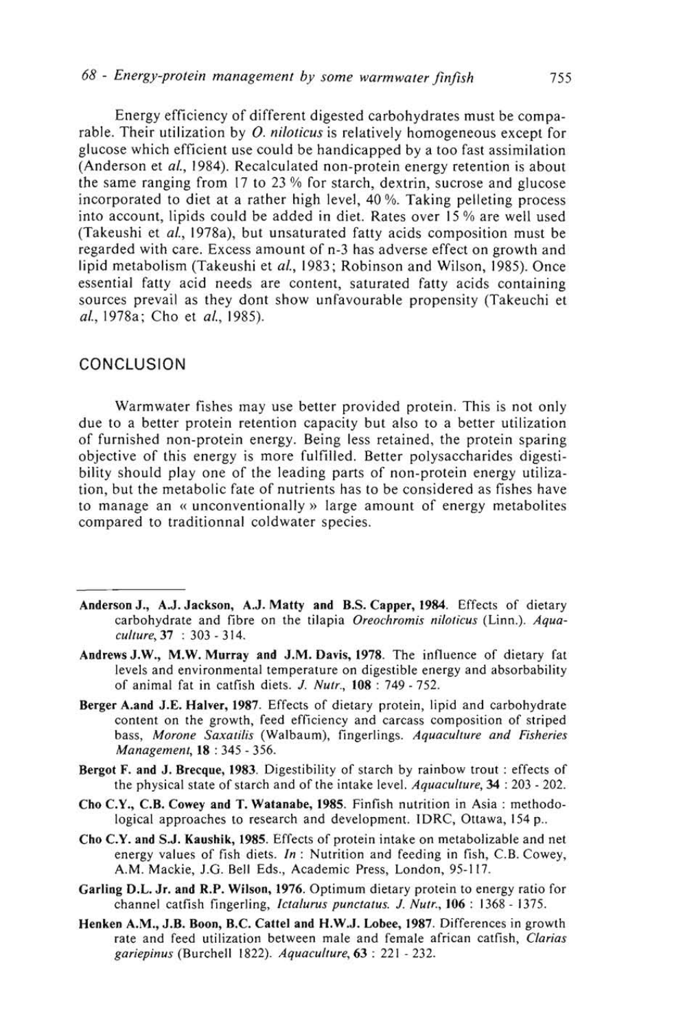Energy efficiency of different digested carbohydrates must be comparable. Their utilization by *O. niloticus* is relatively homogeneous except for glucose which efficient use could be handicapped by a too fast assimilation (Anderson et *al.*, 1984). Recalculated non-protein energy retention is about the same ranging from 17 to 23 % for starch, dextrin, sucrose and glucose incorporated to diet at a rather high level, 40 %. Taking pelleting process into account, lipids could be added in diet. Rates over 15 % are well used (Takeushi et *al.*, 1978a), but unsaturated fatty acids composition must be regarded with care. Excess amount of n-3 has adverse effect on growth and lipid metabolism (Takeushi et *al.*, 1983; Robinson and Wilson, 1985). Once essential fatty acid needs are content, saturated fatty acids containing sources prevail as they dont show unfavourable propensity (Takeuchi et *al.*, 1978a; Cho et *al.*, 1985).

## CONCLUSION

Warmwater fishes may use better provided protein. This is not only due to a better protein retention capacity but also to a better utilization of furnished non-protein energy. Being less retained, the protein sparing objective of this energy is more fulfilled. Better polysaccharides digestibility should play one of the leading parts of non-protein energy utilization, but the metabolic fate of nutrients has to be considered as fishes have to manage an « unconventionally » large amount of energy metabolites compared to traditionnal coldwater species.

---

**Anderson J., A.J. Jackson, A.J. Matty and B.S. Capper, 1984**. Effects of dietary carbohydrate and fibre on the tilapia *Oreochromis niloticus* (Linn.). *Aquaculture*, **37** : 303 - 314.

**Andrews J.W., M.W. Murray and J.M. Davis, 1978**. The influence of dietary fat levels and environmental temperature on digestible energy and absorbability of animal fat in catfish diets. *J. Nutr.*, **108** : 749 - 752.

**Berger A.and J.E. Halver, 1987**. Effects of dietary protein, lipid and carbohydrate content on the growth, feed efficiency and carcass composition of striped bass, *Morone Saxatilis* (Walbaum), fingerlings. *Aquaculture and Fisheries Management*, **18** : 345 - 356.

**Bergot F. and J. Brecque, 1983**. Digestibility of starch by rainbow trout : effects of the physical state of starch and of the intake level. *Aquaculture*, **34** : 203 - 202.

**Cho C.Y., C.B. Cowey and T. Watanabe, 1985**. Finfish nutrition in Asia : methodological approaches to research and development. IDRC, Ottawa, 154 p..

**Cho C.Y. and S.J. Kaushik, 1985**. Effects of protein intake on metabolizable and net energy values of fish diets. *In* : Nutrition and feeding in fish, C.B. Cowey, A.M. Mackie, J.G. Bell Eds., Academic Press, London, 95-117.

**Garling D.L. Jr. and R.P. Wilson, 1976**. Optimum dietary protein to energy ratio for channel catfish fingerling, *Ictalurus punctatus*. *J. Nutr.*, **106** : 1368 - 1375.

**Henken A.M., J.B. Boon, B.C. Cattel and H.W.J. Lobee, 1987**. Differences in growth rate and feed utilization between male and female african catfish, *Clarias gariepinus* (Burchell 1822). *Aquaculture*, **63** : 221 - 232.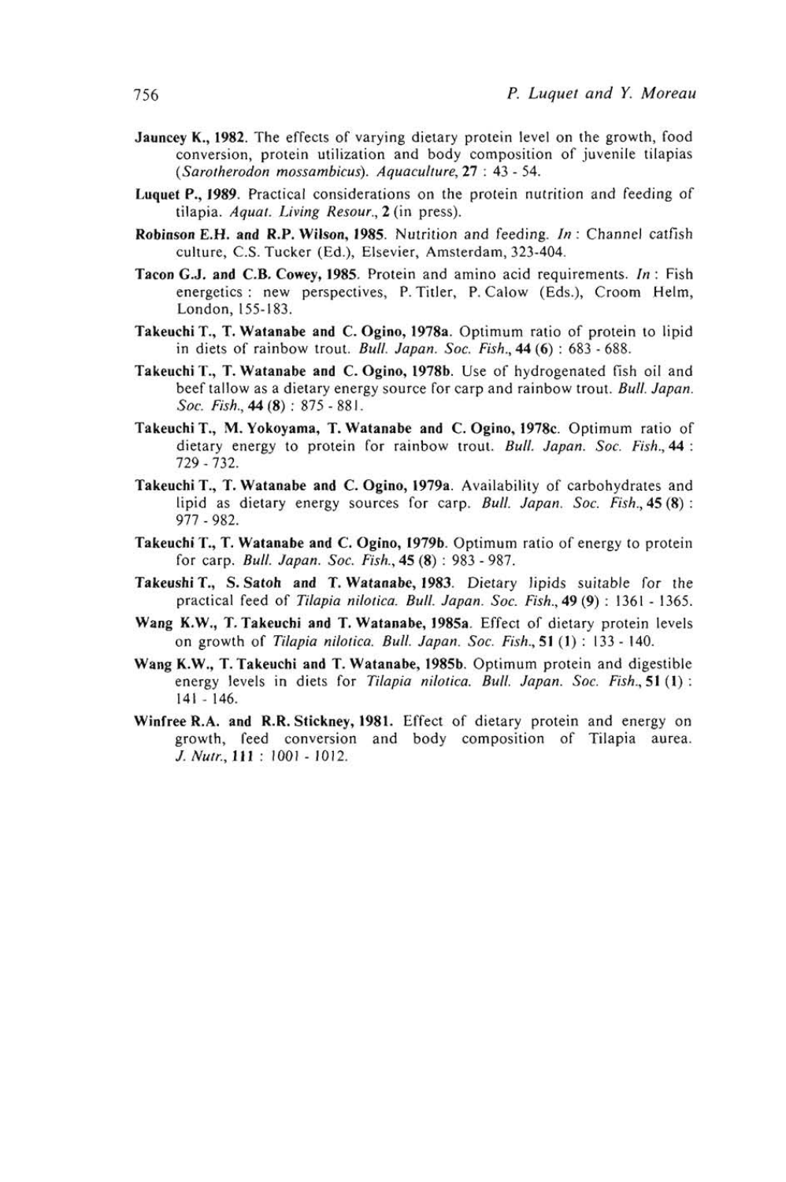**Jauncey K., 1982**. The effects of varying dietary protein level on the growth, food conversion, protein utilization and body composition of juvenile tilapias (*Sarotherodon mossambicus*). *Aquaculture*, **27** : 43 - 54.

**Luquet P., 1989**. Practical considerations on the protein nutrition and feeding of tilapia. *Aquat. Living Resour.*, **2** (in press).

**Robinson E.H. and R.P. Wilson, 1985**. Nutrition and feeding. *In* : Channel catfish culture, C.S. Tucker (Ed.), Elsevier, Amsterdam, 323-404.

**Tacon G.J. and C.B. Cowey, 1985**. Protein and amino acid requirements. *In* : Fish energetics : new perspectives, P. Titler, P. Calow (Eds.), Croom Helm, London, 155-183.

**Takeuchi T., T. Watanabe and C. Ogino, 1978a**. Optimum ratio of protein to lipid in diets of rainbow trout. *Bull. Japan. Soc. Fish.*, **44 (6)** : 683 - 688.

**Takeuchi T., T. Watanabe and C. Ogino, 1978b**. Use of hydrogenated fish oil and beef tallow as a dietary energy source for carp and rainbow trout. *Bull. Japan. Soc. Fish.*, **44 (8)** : 875 - 881.

**Takeuchi T., M. Yokoyama, T. Watanabe and C. Ogino, 1978c**. Optimum ratio of dietary energy to protein for rainbow trout. *Bull. Japan. Soc. Fish.*, **44** : 729 - 732.

**Takeuchi T., T. Watanabe and C. Ogino, 1979a**. Availability of carbohydrates and lipid as dietary energy sources for carp. *Bull. Japan. Soc. Fish.*, **45 (8)** : 977 - 982.

**Takeuchi T., T. Watanabe and C. Ogino, 1979b**. Optimum ratio of energy to protein for carp. *Bull. Japan. Soc. Fish.*, **45 (8)** : 983 - 987.

**Takeushi T., S. Satoh and T. Watanabe, 1983**. Dietary lipids suitable for the practical feed of *Tilapia nilotica*. *Bull. Japan. Soc. Fish.*, **49 (9)** : 1361 - 1365.

**Wang K.W., T. Takeuchi and T. Watanabe, 1985a**. Effect of dietary protein levels on growth of *Tilapia nilotica*. *Bull. Japan. Soc. Fish.*, **51 (1)** : 133 - 140.

**Wang K.W., T. Takeuchi and T. Watanabe, 1985b**. Optimum protein and digestible energy levels in diets for *Tilapia nilotica*. *Bull. Japan. Soc. Fish.*, **51 (1)** : 141 - 146.

**Winfree R.A. and R.R. Stickney, 1981**. Effect of dietary protein and energy on growth, feed conversion and body composition of Tilapia aurea. *J. Nutr.*, **111** : 1001 - 1012.